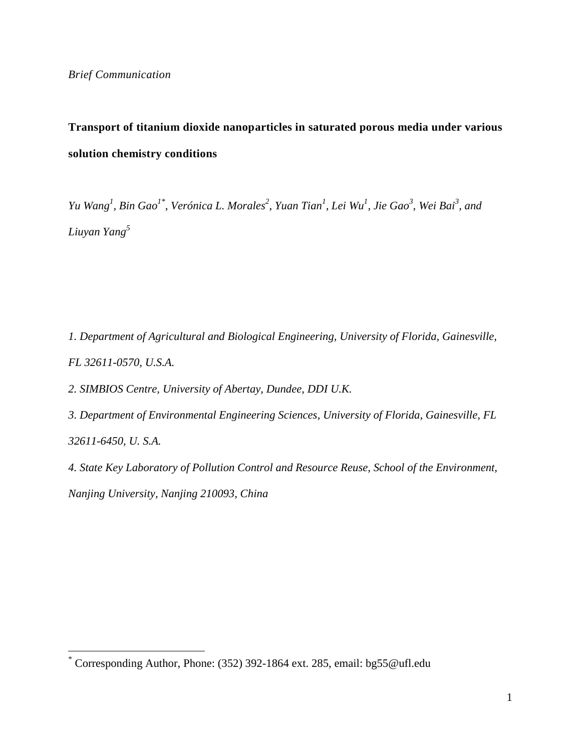*Brief Communication*

# Transport of titanium dioxide nanoparticles in saturated porous media under various solution chemistry conditions

*Yu Wang[1], Bin Gao[1*], Verónica L. Morales[2], Yuan Tian[1], Lei Wu[1], Jie Gao[3], Wei Bai[3], and Liuyan Yang[5]*

*1. Department of Agricultural and Biological Engineering, University of Florida, Gainesville, FL 32611-0570, U.S.A.*

*2. SIMBIOS Centre, University of Abertay, Dundee, DDI U.K.*

*3. Department of Environmental Engineering Sciences, University of Florida, Gainesville, FL 32611-6450, U. S.A.*

*4. State Key Laboratory of Pollution Control and Resource Reuse, School of the Environment, Nanjing University, Nanjing 210093, China*

[*] Corresponding Author, Phone: (352) 392-1864 ext. 285, email: bg55@ufl.edu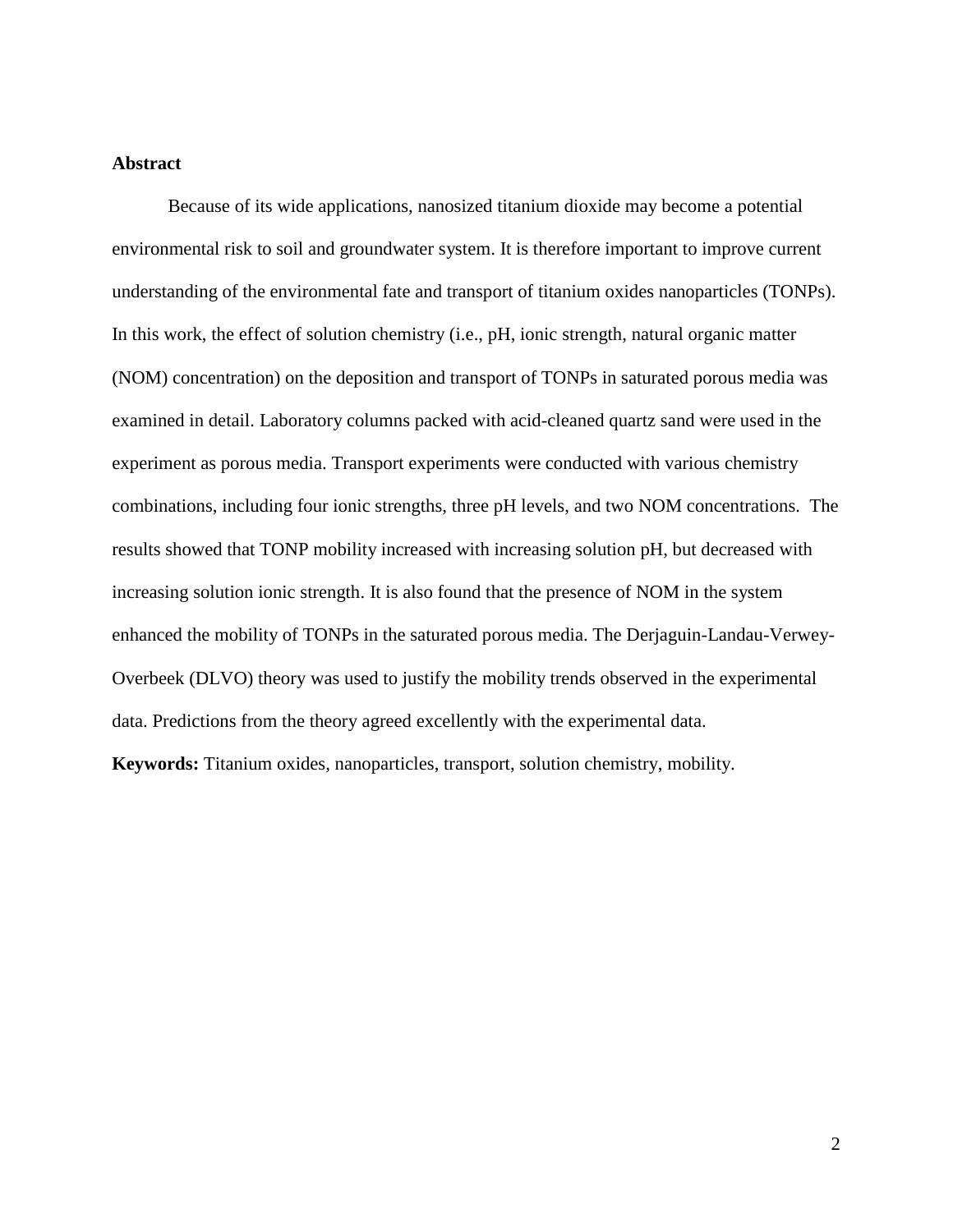## Abstract

Because of its wide applications, nanosized titanium dioxide may become a potential environmental risk to soil and groundwater system. It is therefore important to improve current understanding of the environmental fate and transport of titanium oxides nanoparticles (TONPs). In this work, the effect of solution chemistry (i.e., pH, ionic strength, natural organic matter (NOM) concentration) on the deposition and transport of TONPs in saturated porous media was examined in detail. Laboratory columns packed with acid-cleaned quartz sand were used in the experiment as porous media. Transport experiments were conducted with various chemistry combinations, including four ionic strengths, three pH levels, and two NOM concentrations. The results showed that TONP mobility increased with increasing solution pH, but decreased with increasing solution ionic strength. It is also found that the presence of NOM in the system enhanced the mobility of TONPs in the saturated porous media. The Derjaguin-Landau-Verwey-Overbeek (DLVO) theory was used to justify the mobility trends observed in the experimental data. Predictions from the theory agreed excellently with the experimental data.

**Keywords:** Titanium oxides, nanoparticles, transport, solution chemistry, mobility.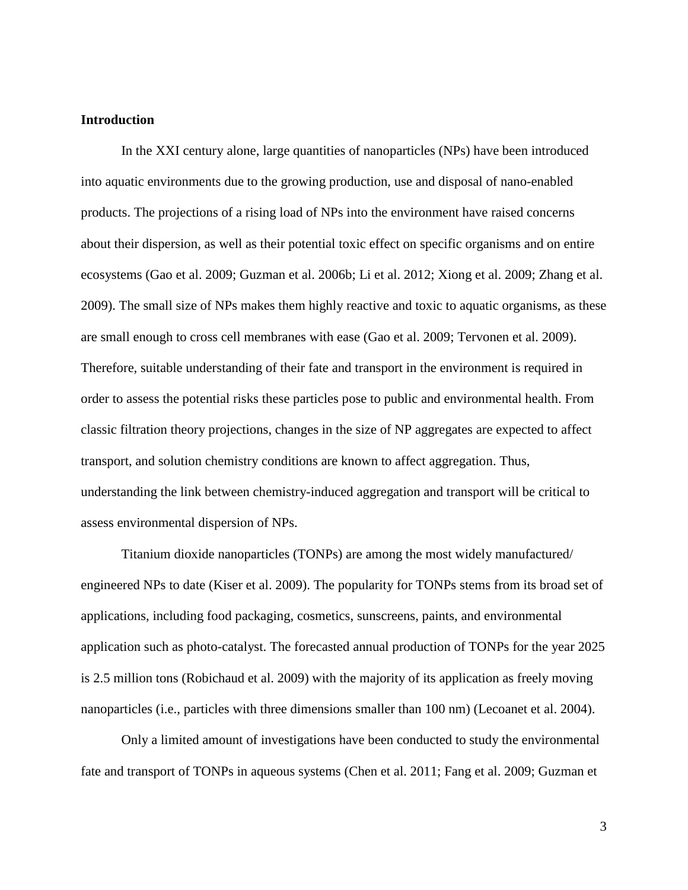**Introduction**

In the XXI century alone, large quantities of nanoparticles (NPs) have been introduced into aquatic environments due to the growing production, use and disposal of nano-enabled products. The projections of a rising load of NPs into the environment have raised concerns about their dispersion, as well as their potential toxic effect on specific organisms and on entire ecosystems (Gao et al. 2009; Guzman et al. 2006b; Li et al. 2012; Xiong et al. 2009; Zhang et al. 2009). The small size of NPs makes them highly reactive and toxic to aquatic organisms, as these are small enough to cross cell membranes with ease (Gao et al. 2009; Tervonen et al. 2009). Therefore, suitable understanding of their fate and transport in the environment is required in order to assess the potential risks these particles pose to public and environmental health. From classic filtration theory projections, changes in the size of NP aggregates are expected to affect transport, and solution chemistry conditions are known to affect aggregation. Thus, understanding the link between chemistry-induced aggregation and transport will be critical to assess environmental dispersion of NPs.

Titanium dioxide nanoparticles (TONPs) are among the most widely manufactured/ engineered NPs to date (Kiser et al. 2009). The popularity for TONPs stems from its broad set of applications, including food packaging, cosmetics, sunscreens, paints, and environmental application such as photo-catalyst. The forecasted annual production of TONPs for the year 2025 is 2.5 million tons (Robichaud et al. 2009) with the majority of its application as freely moving nanoparticles (i.e., particles with three dimensions smaller than 100 nm) (Lecoanet et al. 2004).

Only a limited amount of investigations have been conducted to study the environmental fate and transport of TONPs in aqueous systems (Chen et al. 2011; Fang et al. 2009; Guzman et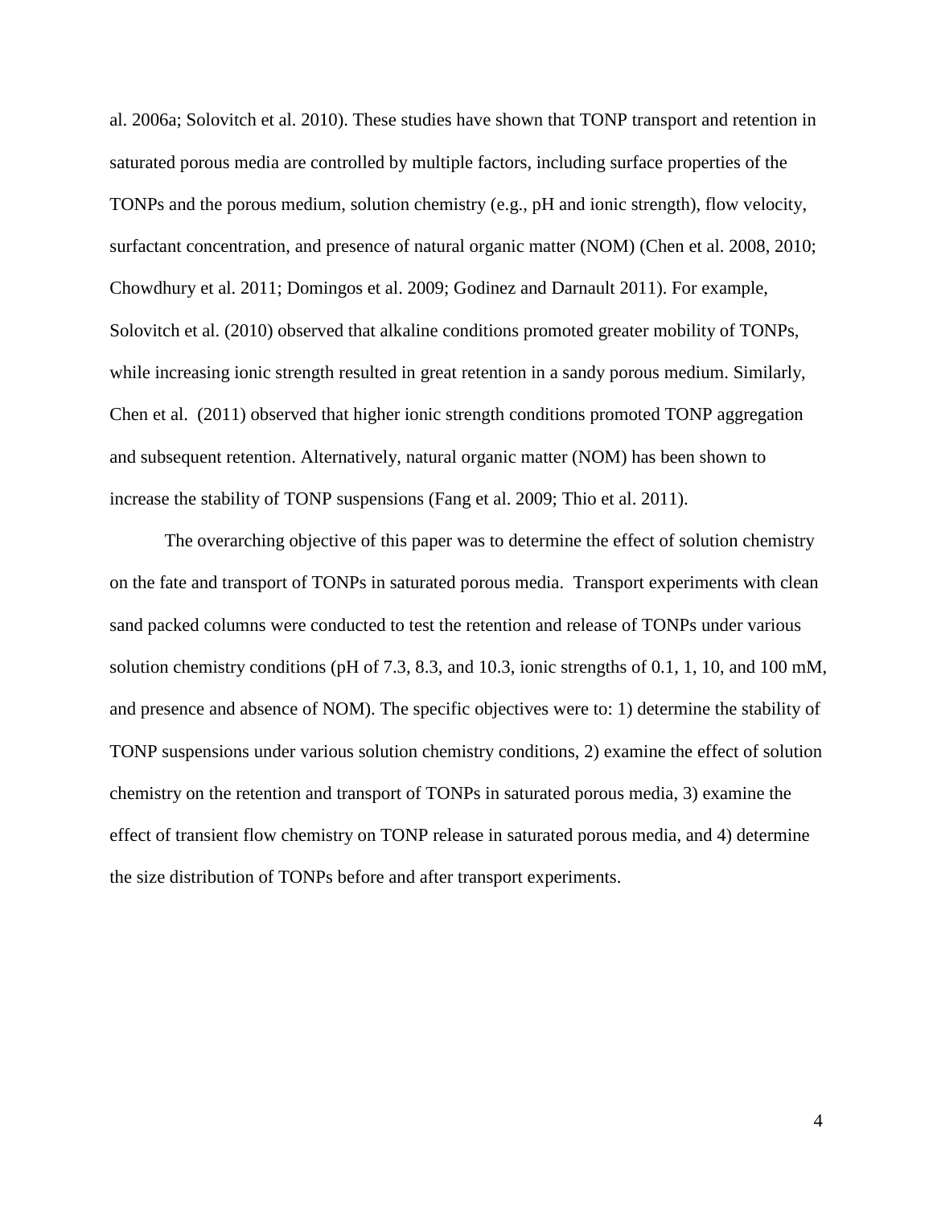al. 2006a; Solovitch et al. 2010). These studies have shown that TONP transport and retention in saturated porous media are controlled by multiple factors, including surface properties of the TONPs and the porous medium, solution chemistry (e.g., pH and ionic strength), flow velocity, surfactant concentration, and presence of natural organic matter (NOM) (Chen et al. 2008, 2010; Chowdhury et al. 2011; Domingos et al. 2009; Godinez and Darnault 2011). For example, Solovitch et al. (2010) observed that alkaline conditions promoted greater mobility of TONPs, while increasing ionic strength resulted in great retention in a sandy porous medium. Similarly, Chen et al. (2011) observed that higher ionic strength conditions promoted TONP aggregation and subsequent retention. Alternatively, natural organic matter (NOM) has been shown to increase the stability of TONP suspensions (Fang et al. 2009; Thio et al. 2011).

The overarching objective of this paper was to determine the effect of solution chemistry on the fate and transport of TONPs in saturated porous media. Transport experiments with clean sand packed columns were conducted to test the retention and release of TONPs under various solution chemistry conditions (pH of 7.3, 8.3, and 10.3, ionic strengths of 0.1, 1, 10, and 100 mM, and presence and absence of NOM). The specific objectives were to: 1) determine the stability of TONP suspensions under various solution chemistry conditions, 2) examine the effect of solution chemistry on the retention and transport of TONPs in saturated porous media, 3) examine the effect of transient flow chemistry on TONP release in saturated porous media, and 4) determine the size distribution of TONPs before and after transport experiments.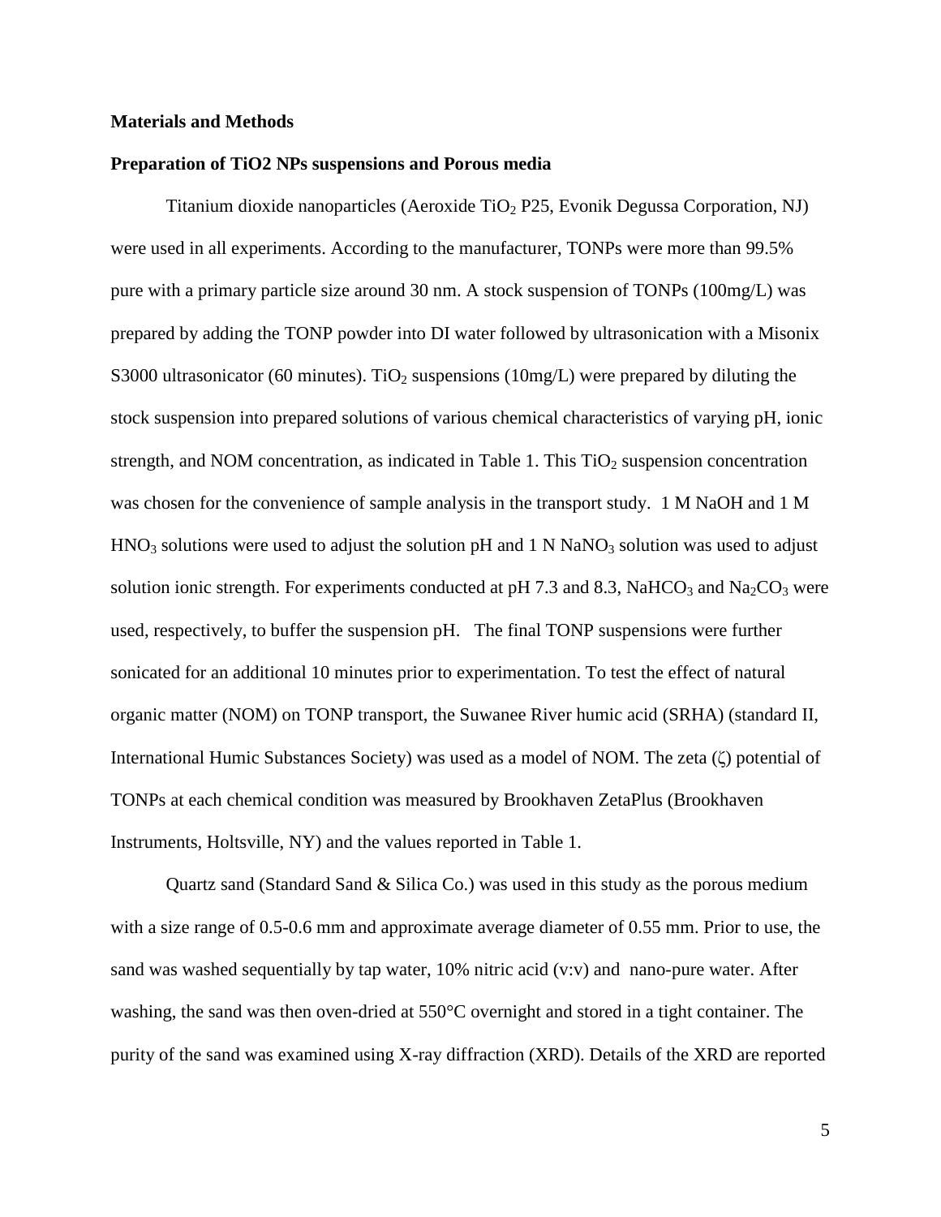## Materials and Methods

### Preparation of TiO2 NPs suspensions and Porous media

Titanium dioxide nanoparticles (Aeroxide $TiO_2$ P25, Evonik Degussa Corporation, NJ) were used in all experiments. According to the manufacturer, TONPs were more than 99.5% pure with a primary particle size around 30 nm. A stock suspension of TONPs (100mg/L) was prepared by adding the TONP powder into DI water followed by ultrasonication with a Misonix S3000 ultrasonicator (60 minutes). $TiO_2$ suspensions (10mg/L) were prepared by diluting the stock suspension into prepared solutions of various chemical characteristics of varying pH, ionic strength, and NOM concentration, as indicated in Table 1. This $TiO_2$ suspension concentration was chosen for the convenience of sample analysis in the transport study. 1 M NaOH and 1 M $HNO_3$ solutions were used to adjust the solution pH and 1 N $NaNO_3$ solution was used to adjust solution ionic strength. For experiments conducted at pH 7.3 and 8.3, $NaHCO_3$ and $Na_2CO_3$ were used, respectively, to buffer the suspension pH. The final TONP suspensions were further sonicated for an additional 10 minutes prior to experimentation. To test the effect of natural organic matter (NOM) on TONP transport, the Suwanee River humic acid (SRHA) (standard II, International Humic Substances Society) was used as a model of NOM. The zeta ($\zeta$) potential of TONPs at each chemical condition was measured by Brookhaven ZetaPlus (Brookhaven Instruments, Holtsville, NY) and the values reported in Table 1.

Quartz sand (Standard Sand & Silica Co.) was used in this study as the porous medium with a size range of 0.5-0.6 mm and approximate average diameter of 0.55 mm. Prior to use, the sand was washed sequentially by tap water, 10% nitric acid (v:v) and nano-pure water. After washing, the sand was then oven-dried at 550°C overnight and stored in a tight container. The purity of the sand was examined using X-ray diffraction (XRD). Details of the XRD are reported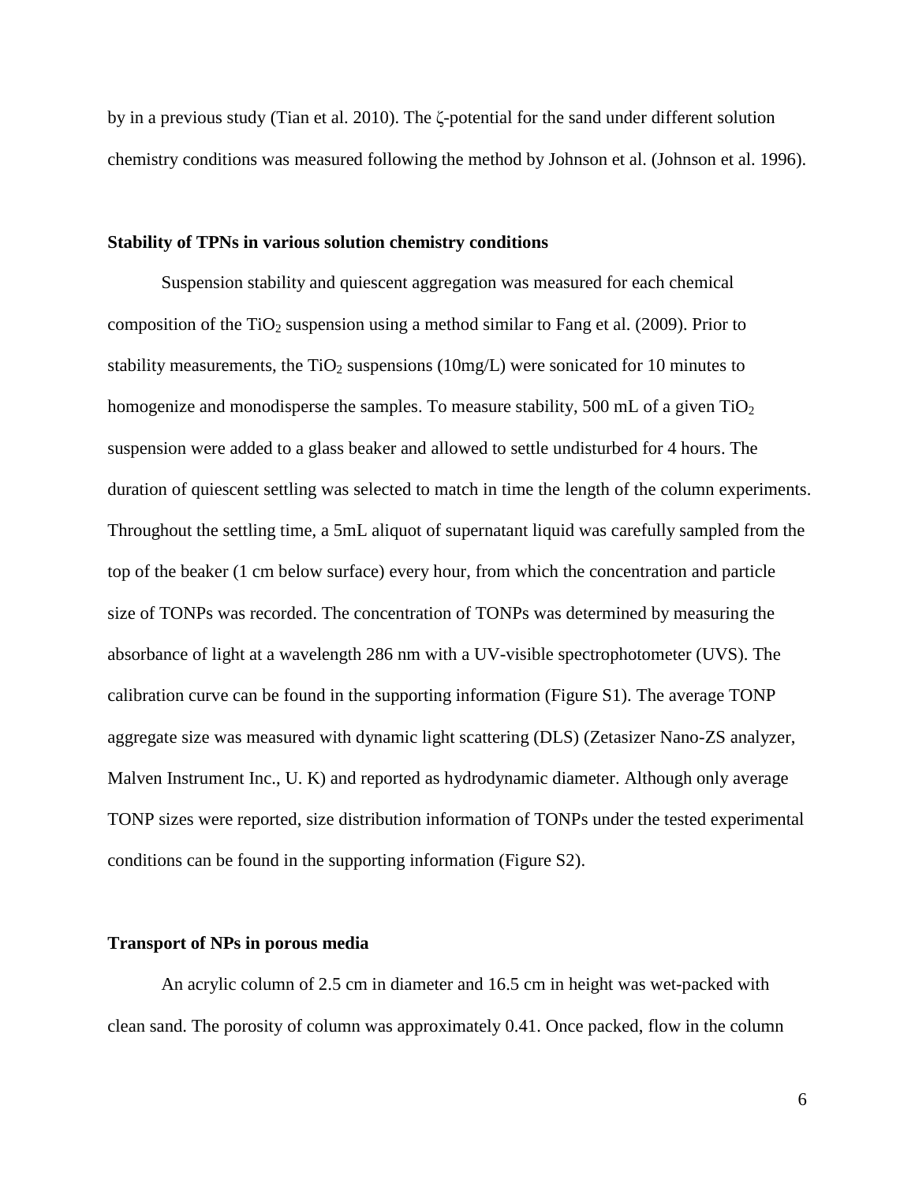by in a previous study (Tian et al. 2010). The ζ-potential for the sand under different solution chemistry conditions was measured following the method by Johnson et al. (Johnson et al. 1996).

### Stability of TPNs in various solution chemistry conditions

Suspension stability and quiescent aggregation was measured for each chemical composition of the $TiO_2$ suspension using a method similar to Fang et al. (2009). Prior to stability measurements, the $TiO_2$ suspensions (10mg/L) were sonicated for 10 minutes to homogenize and monodisperse the samples. To measure stability, 500 mL of a given $TiO_2$ suspension were added to a glass beaker and allowed to settle undisturbed for 4 hours. The duration of quiescent settling was selected to match in time the length of the column experiments. Throughout the settling time, a 5mL aliquot of supernatant liquid was carefully sampled from the top of the beaker (1 cm below surface) every hour, from which the concentration and particle size of TONPs was recorded. The concentration of TONPs was determined by measuring the absorbance of light at a wavelength 286 nm with a UV-visible spectrophotometer (UVS). The calibration curve can be found in the supporting information (Figure S1). The average TONP aggregate size was measured with dynamic light scattering (DLS) (Zetasizer Nano-ZS analyzer, Malven Instrument Inc., U. K) and reported as hydrodynamic diameter. Although only average TONP sizes were reported, size distribution information of TONPs under the tested experimental conditions can be found in the supporting information (Figure S2).

### Transport of NPs in porous media

An acrylic column of 2.5 cm in diameter and 16.5 cm in height was wet-packed with clean sand. The porosity of column was approximately 0.41. Once packed, flow in the column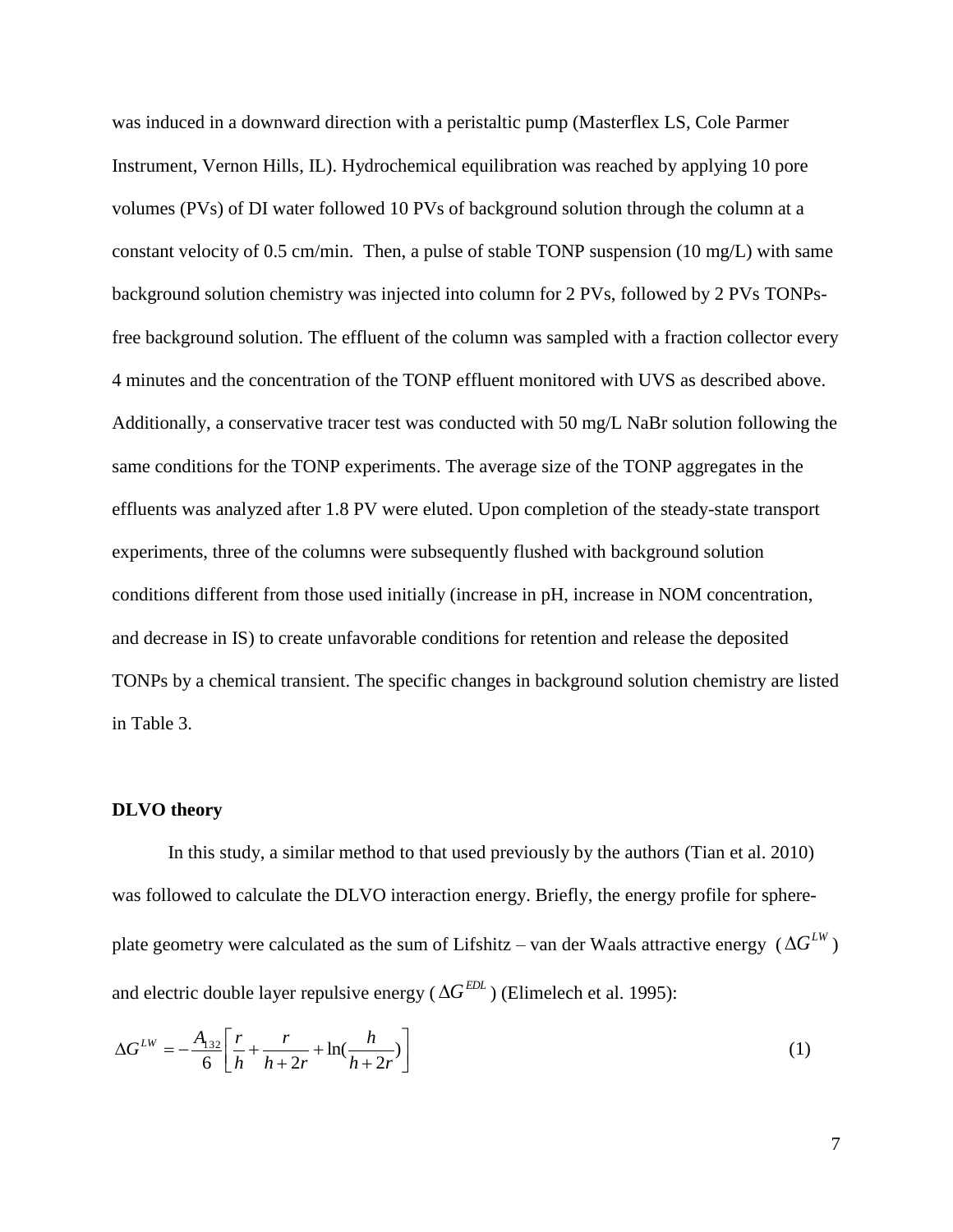was induced in a downward direction with a peristaltic pump (Masterflex LS, Cole Parmer Instrument, Vernon Hills, IL). Hydrochemical equilibration was reached by applying 10 pore volumes (PVs) of DI water followed 10 PVs of background solution through the column at a constant velocity of 0.5 cm/min. Then, a pulse of stable TONP suspension (10 mg/L) with same background solution chemistry was injected into column for 2 PVs, followed by 2 PVs TONPs-free background solution. The effluent of the column was sampled with a fraction collector every 4 minutes and the concentration of the TONP effluent monitored with UVS as described above. Additionally, a conservative tracer test was conducted with 50 mg/L NaBr solution following the same conditions for the TONP experiments. The average size of the TONP aggregates in the effluents was analyzed after 1.8 PV were eluted. Upon completion of the steady-state transport experiments, three of the columns were subsequently flushed with background solution conditions different from those used initially (increase in pH, increase in NOM concentration, and decrease in IS) to create unfavorable conditions for retention and release the deposited TONPs by a chemical transient. The specific changes in background solution chemistry are listed in Table 3.

**DLVO theory**

In this study, a similar method to that used previously by the authors (Tian et al. 2010) was followed to calculate the DLVO interaction energy. Briefly, the energy profile for sphere-plate geometry were calculated as the sum of Lifshitz – van der Waals attractive energy ($\Delta G^{LW}$) and electric double layer repulsive energy ($\Delta G^{EDL}$) (Elimelech et al. 1995):

$$\Delta G^{LW} = -\frac{A_{132}}{6}\left[\frac{r}{h} + \frac{r}{h+2r} + \ln\left(\frac{h}{h+2r}\right)\right] \tag{1}$$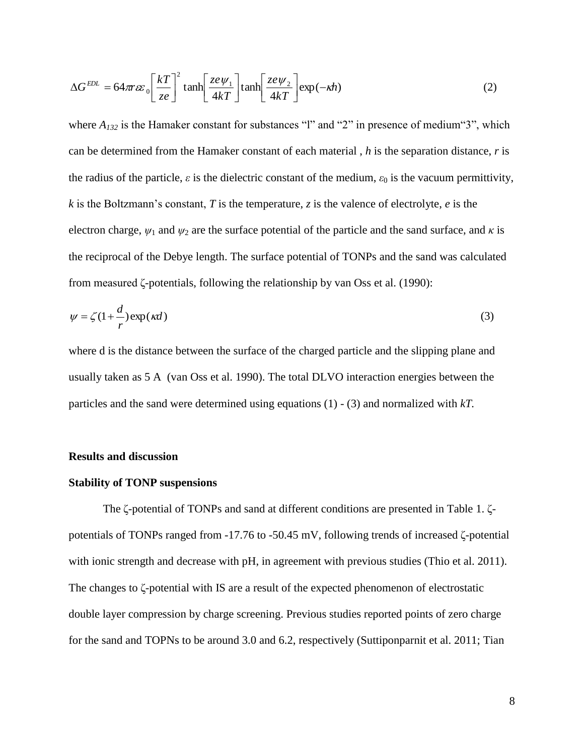$$\Delta G^{EDL} = 64\pi r \varepsilon\varepsilon_0 \left[\frac{kT}{ze}\right]^2 \tanh\left[\frac{ze\psi_1}{4kT}\right] \tanh\left[\frac{ze\psi_2}{4kT}\right] \exp(-\kappa h) \qquad (2)$$

where $A_{132}$ is the Hamaker constant for substances "l" and "2" in presence of medium"3", which can be determined from the Hamaker constant of each material , $h$ is the separation distance, $r$ is the radius of the particle, $\varepsilon$ is the dielectric constant of the medium, $\varepsilon_0$ is the vacuum permittivity, $k$ is the Boltzmann's constant, $T$ is the temperature, $z$ is the valence of electrolyte, $e$ is the electron charge, $\psi_1$ and $\psi_2$ are the surface potential of the particle and the sand surface, and $\kappa$ is the reciprocal of the Debye length. The surface potential of TONPs and the sand was calculated from measured ζ-potentials, following the relationship by van Oss et al. (1990):

$$\psi = \zeta(1 + \frac{d}{r})\exp(\kappa d) \qquad (3)$$

where d is the distance between the surface of the charged particle and the slipping plane and usually taken as 5 A (van Oss et al. 1990). The total DLVO interaction energies between the particles and the sand were determined using equations (1) - (3) and normalized with $kT$.

## Results and discussion

### Stability of TONP suspensions

The ζ-potential of TONPs and sand at different conditions are presented in Table 1. ζ-potentials of TONPs ranged from -17.76 to -50.45 mV, following trends of increased ζ-potential with ionic strength and decrease with pH, in agreement with previous studies (Thio et al. 2011). The changes to ζ-potential with IS are a result of the expected phenomenon of electrostatic double layer compression by charge screening. Previous studies reported points of zero charge for the sand and TOPNs to be around 3.0 and 6.2, respectively (Suttiponparnit et al. 2011; Tian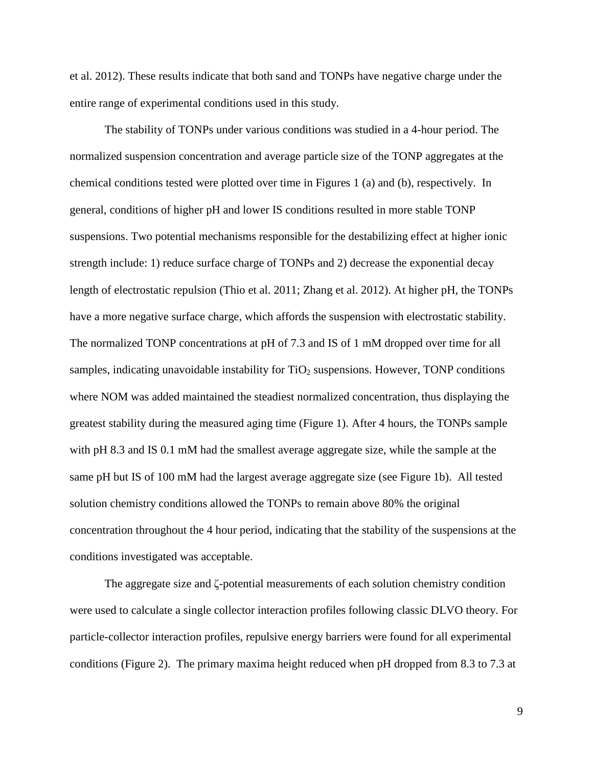et al. 2012). These results indicate that both sand and TONPs have negative charge under the entire range of experimental conditions used in this study.

The stability of TONPs under various conditions was studied in a 4-hour period. The normalized suspension concentration and average particle size of the TONP aggregates at the chemical conditions tested were plotted over time in Figures 1 (a) and (b), respectively. In general, conditions of higher pH and lower IS conditions resulted in more stable TONP suspensions. Two potential mechanisms responsible for the destabilizing effect at higher ionic strength include: 1) reduce surface charge of TONPs and 2) decrease the exponential decay length of electrostatic repulsion (Thio et al. 2011; Zhang et al. 2012). At higher pH, the TONPs have a more negative surface charge, which affords the suspension with electrostatic stability. The normalized TONP concentrations at pH of 7.3 and IS of 1 mM dropped over time for all samples, indicating unavoidable instability for $TiO_2$ suspensions. However, TONP conditions where NOM was added maintained the steadiest normalized concentration, thus displaying the greatest stability during the measured aging time (Figure 1). After 4 hours, the TONPs sample with pH 8.3 and IS 0.1 mM had the smallest average aggregate size, while the sample at the same pH but IS of 100 mM had the largest average aggregate size (see Figure 1b). All tested solution chemistry conditions allowed the TONPs to remain above 80% the original concentration throughout the 4 hour period, indicating that the stability of the suspensions at the conditions investigated was acceptable.

The aggregate size and ζ-potential measurements of each solution chemistry condition were used to calculate a single collector interaction profiles following classic DLVO theory. For particle-collector interaction profiles, repulsive energy barriers were found for all experimental conditions (Figure 2). The primary maxima height reduced when pH dropped from 8.3 to 7.3 at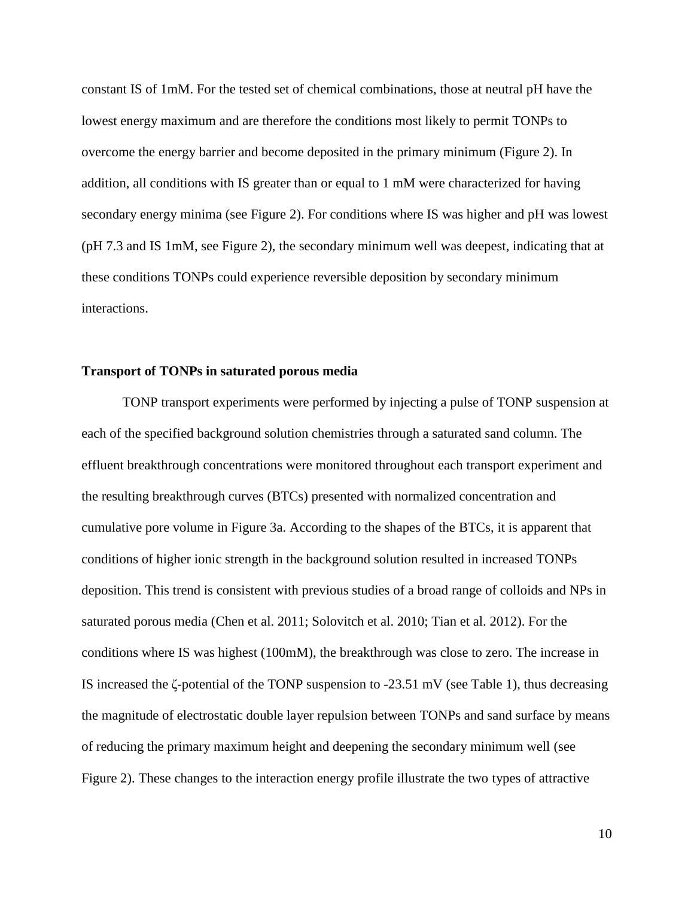constant IS of 1mM. For the tested set of chemical combinations, those at neutral pH have the lowest energy maximum and are therefore the conditions most likely to permit TONPs to overcome the energy barrier and become deposited in the primary minimum (Figure 2). In addition, all conditions with IS greater than or equal to 1 mM were characterized for having secondary energy minima (see Figure 2). For conditions where IS was higher and pH was lowest (pH 7.3 and IS 1mM, see Figure 2), the secondary minimum well was deepest, indicating that at these conditions TONPs could experience reversible deposition by secondary minimum interactions.

**Transport of TONPs in saturated porous media**

TONP transport experiments were performed by injecting a pulse of TONP suspension at each of the specified background solution chemistries through a saturated sand column. The effluent breakthrough concentrations were monitored throughout each transport experiment and the resulting breakthrough curves (BTCs) presented with normalized concentration and cumulative pore volume in Figure 3a. According to the shapes of the BTCs, it is apparent that conditions of higher ionic strength in the background solution resulted in increased TONPs deposition. This trend is consistent with previous studies of a broad range of colloids and NPs in saturated porous media (Chen et al. 2011; Solovitch et al. 2010; Tian et al. 2012). For the conditions where IS was highest (100mM), the breakthrough was close to zero. The increase in IS increased the ζ-potential of the TONP suspension to -23.51 mV (see Table 1), thus decreasing the magnitude of electrostatic double layer repulsion between TONPs and sand surface by means of reducing the primary maximum height and deepening the secondary minimum well (see Figure 2). These changes to the interaction energy profile illustrate the two types of attractive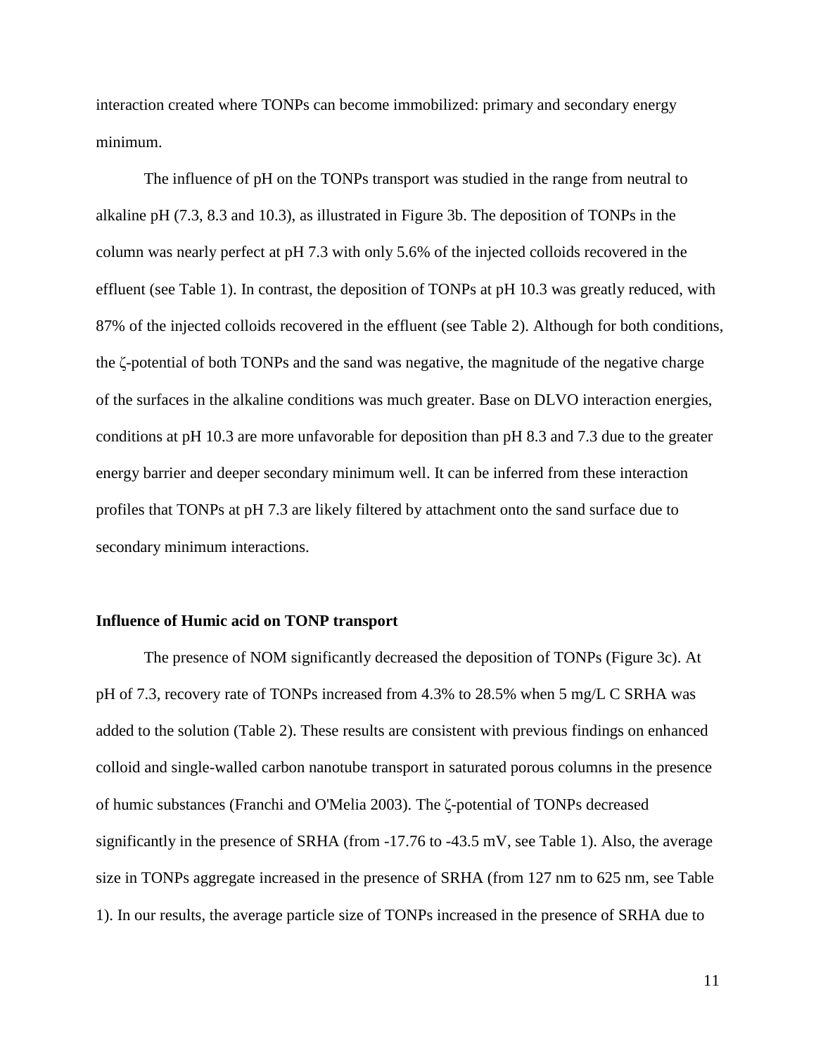interaction created where TONPs can become immobilized: primary and secondary energy minimum.

The influence of pH on the TONPs transport was studied in the range from neutral to alkaline pH (7.3, 8.3 and 10.3), as illustrated in Figure 3b. The deposition of TONPs in the column was nearly perfect at pH 7.3 with only 5.6% of the injected colloids recovered in the effluent (see Table 1). In contrast, the deposition of TONPs at pH 10.3 was greatly reduced, with 87% of the injected colloids recovered in the effluent (see Table 2). Although for both conditions, the ζ-potential of both TONPs and the sand was negative, the magnitude of the negative charge of the surfaces in the alkaline conditions was much greater. Base on DLVO interaction energies, conditions at pH 10.3 are more unfavorable for deposition than pH 8.3 and 7.3 due to the greater energy barrier and deeper secondary minimum well. It can be inferred from these interaction profiles that TONPs at pH 7.3 are likely filtered by attachment onto the sand surface due to secondary minimum interactions.

**Influence of Humic acid on TONP transport**

The presence of NOM significantly decreased the deposition of TONPs (Figure 3c). At pH of 7.3, recovery rate of TONPs increased from 4.3% to 28.5% when 5 mg/L C SRHA was added to the solution (Table 2). These results are consistent with previous findings on enhanced colloid and single-walled carbon nanotube transport in saturated porous columns in the presence of humic substances (Franchi and O'Melia 2003). The ζ-potential of TONPs decreased significantly in the presence of SRHA (from -17.76 to -43.5 mV, see Table 1). Also, the average size in TONPs aggregate increased in the presence of SRHA (from 127 nm to 625 nm, see Table 1). In our results, the average particle size of TONPs increased in the presence of SRHA due to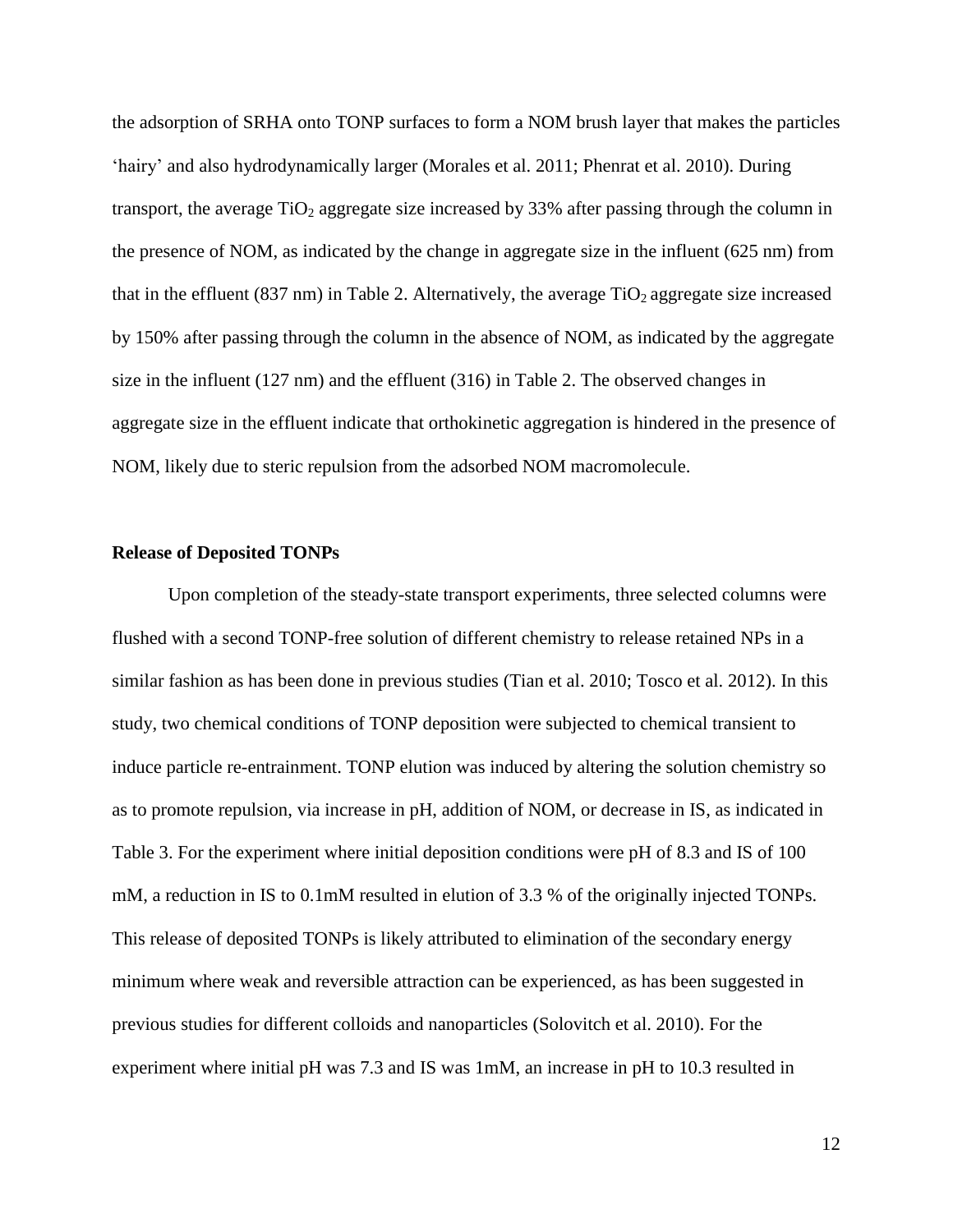the adsorption of SRHA onto TONP surfaces to form a NOM brush layer that makes the particles 'hairy' and also hydrodynamically larger (Morales et al. 2011; Phenrat et al. 2010). During transport, the average $TiO_2$ aggregate size increased by 33% after passing through the column in the presence of NOM, as indicated by the change in aggregate size in the influent (625 nm) from that in the effluent (837 nm) in Table 2. Alternatively, the average $TiO_2$ aggregate size increased by 150% after passing through the column in the absence of NOM, as indicated by the aggregate size in the influent (127 nm) and the effluent (316) in Table 2. The observed changes in aggregate size in the effluent indicate that orthokinetic aggregation is hindered in the presence of NOM, likely due to steric repulsion from the adsorbed NOM macromolecule.

**Release of Deposited TONPs**

Upon completion of the steady-state transport experiments, three selected columns were flushed with a second TONP-free solution of different chemistry to release retained NPs in a similar fashion as has been done in previous studies (Tian et al. 2010; Tosco et al. 2012). In this study, two chemical conditions of TONP deposition were subjected to chemical transient to induce particle re-entrainment. TONP elution was induced by altering the solution chemistry so as to promote repulsion, via increase in pH, addition of NOM, or decrease in IS, as indicated in Table 3. For the experiment where initial deposition conditions were pH of 8.3 and IS of 100 mM, a reduction in IS to 0.1mM resulted in elution of 3.3 % of the originally injected TONPs. This release of deposited TONPs is likely attributed to elimination of the secondary energy minimum where weak and reversible attraction can be experienced, as has been suggested in previous studies for different colloids and nanoparticles (Solovitch et al. 2010). For the experiment where initial pH was 7.3 and IS was 1mM, an increase in pH to 10.3 resulted in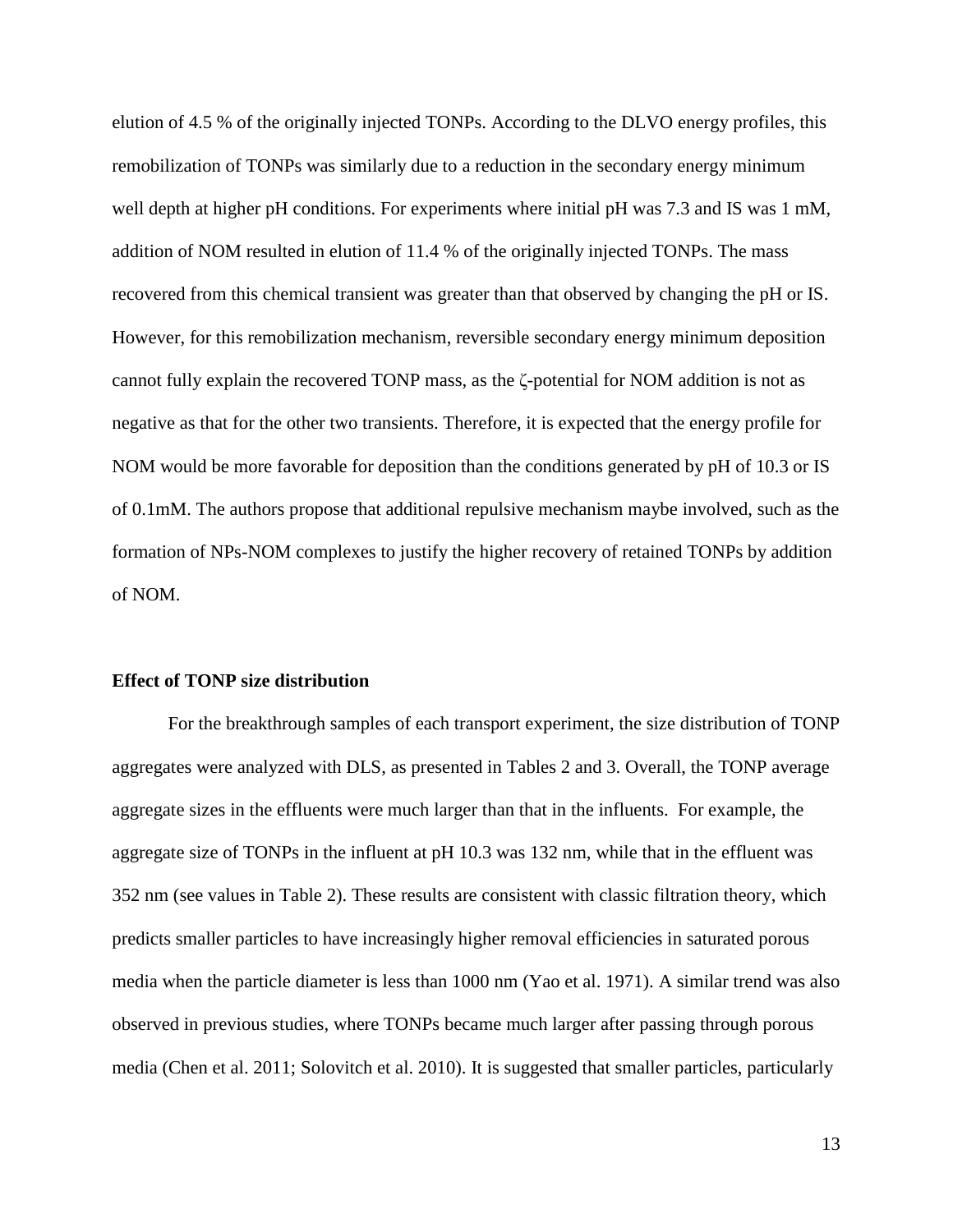elution of 4.5 % of the originally injected TONPs. According to the DLVO energy profiles, this remobilization of TONPs was similarly due to a reduction in the secondary energy minimum well depth at higher pH conditions. For experiments where initial pH was 7.3 and IS was 1 mM, addition of NOM resulted in elution of 11.4 % of the originally injected TONPs. The mass recovered from this chemical transient was greater than that observed by changing the pH or IS. However, for this remobilization mechanism, reversible secondary energy minimum deposition cannot fully explain the recovered TONP mass, as the ζ-potential for NOM addition is not as negative as that for the other two transients. Therefore, it is expected that the energy profile for NOM would be more favorable for deposition than the conditions generated by pH of 10.3 or IS of 0.1mM. The authors propose that additional repulsive mechanism maybe involved, such as the formation of NPs-NOM complexes to justify the higher recovery of retained TONPs by addition of NOM.

**Effect of TONP size distribution**

For the breakthrough samples of each transport experiment, the size distribution of TONP aggregates were analyzed with DLS, as presented in Tables 2 and 3. Overall, the TONP average aggregate sizes in the effluents were much larger than that in the influents. For example, the aggregate size of TONPs in the influent at pH 10.3 was 132 nm, while that in the effluent was 352 nm (see values in Table 2). These results are consistent with classic filtration theory, which predicts smaller particles to have increasingly higher removal efficiencies in saturated porous media when the particle diameter is less than 1000 nm (Yao et al. 1971). A similar trend was also observed in previous studies, where TONPs became much larger after passing through porous media (Chen et al. 2011; Solovitch et al. 2010). It is suggested that smaller particles, particularly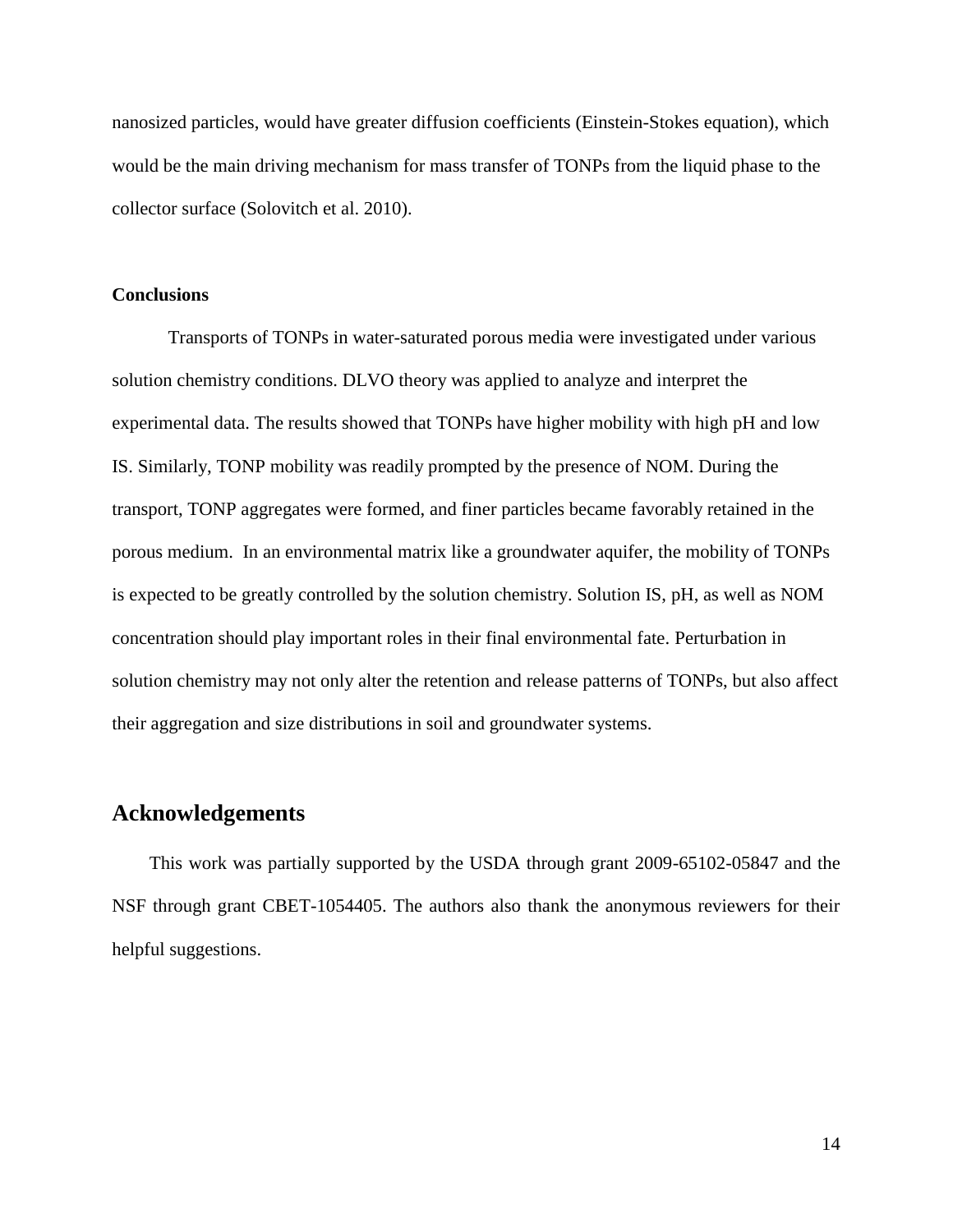nanosized particles, would have greater diffusion coefficients (Einstein-Stokes equation), which would be the main driving mechanism for mass transfer of TONPs from the liquid phase to the collector surface (Solovitch et al. 2010).

### Conclusions

Transports of TONPs in water-saturated porous media were investigated under various solution chemistry conditions. DLVO theory was applied to analyze and interpret the experimental data. The results showed that TONPs have higher mobility with high pH and low IS. Similarly, TONP mobility was readily prompted by the presence of NOM. During the transport, TONP aggregates were formed, and finer particles became favorably retained in the porous medium. In an environmental matrix like a groundwater aquifer, the mobility of TONPs is expected to be greatly controlled by the solution chemistry. Solution IS, pH, as well as NOM concentration should play important roles in their final environmental fate. Perturbation in solution chemistry may not only alter the retention and release patterns of TONPs, but also affect their aggregation and size distributions in soil and groundwater systems.

## Acknowledgements

This work was partially supported by the USDA through grant 2009-65102-05847 and the NSF through grant CBET-1054405. The authors also thank the anonymous reviewers for their helpful suggestions.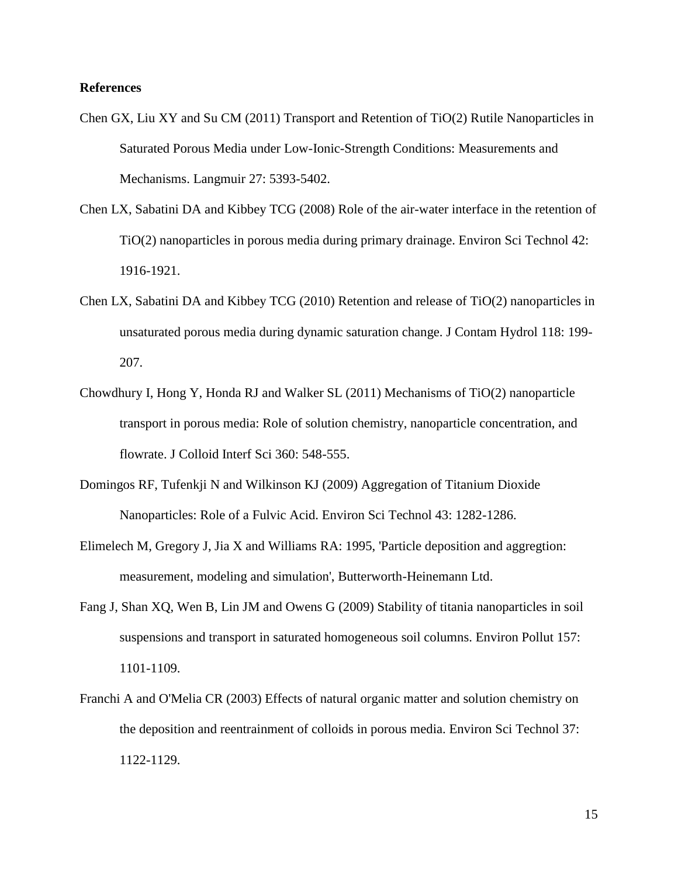**References**

Chen GX, Liu XY and Su CM (2011) Transport and Retention of TiO(2) Rutile Nanoparticles in Saturated Porous Media under Low-Ionic-Strength Conditions: Measurements and Mechanisms. Langmuir 27: 5393-5402.

Chen LX, Sabatini DA and Kibbey TCG (2008) Role of the air-water interface in the retention of TiO(2) nanoparticles in porous media during primary drainage. Environ Sci Technol 42: 1916-1921.

Chen LX, Sabatini DA and Kibbey TCG (2010) Retention and release of TiO(2) nanoparticles in unsaturated porous media during dynamic saturation change. J Contam Hydrol 118: 199-207.

Chowdhury I, Hong Y, Honda RJ and Walker SL (2011) Mechanisms of TiO(2) nanoparticle transport in porous media: Role of solution chemistry, nanoparticle concentration, and flowrate. J Colloid Interf Sci 360: 548-555.

Domingos RF, Tufenkji N and Wilkinson KJ (2009) Aggregation of Titanium Dioxide Nanoparticles: Role of a Fulvic Acid. Environ Sci Technol 43: 1282-1286.

Elimelech M, Gregory J, Jia X and Williams RA: 1995, 'Particle deposition and aggregtion: measurement, modeling and simulation', Butterworth-Heinemann Ltd.

Fang J, Shan XQ, Wen B, Lin JM and Owens G (2009) Stability of titania nanoparticles in soil suspensions and transport in saturated homogeneous soil columns. Environ Pollut 157: 1101-1109.

Franchi A and O'Melia CR (2003) Effects of natural organic matter and solution chemistry on the deposition and reentrainment of colloids in porous media. Environ Sci Technol 37: 1122-1129.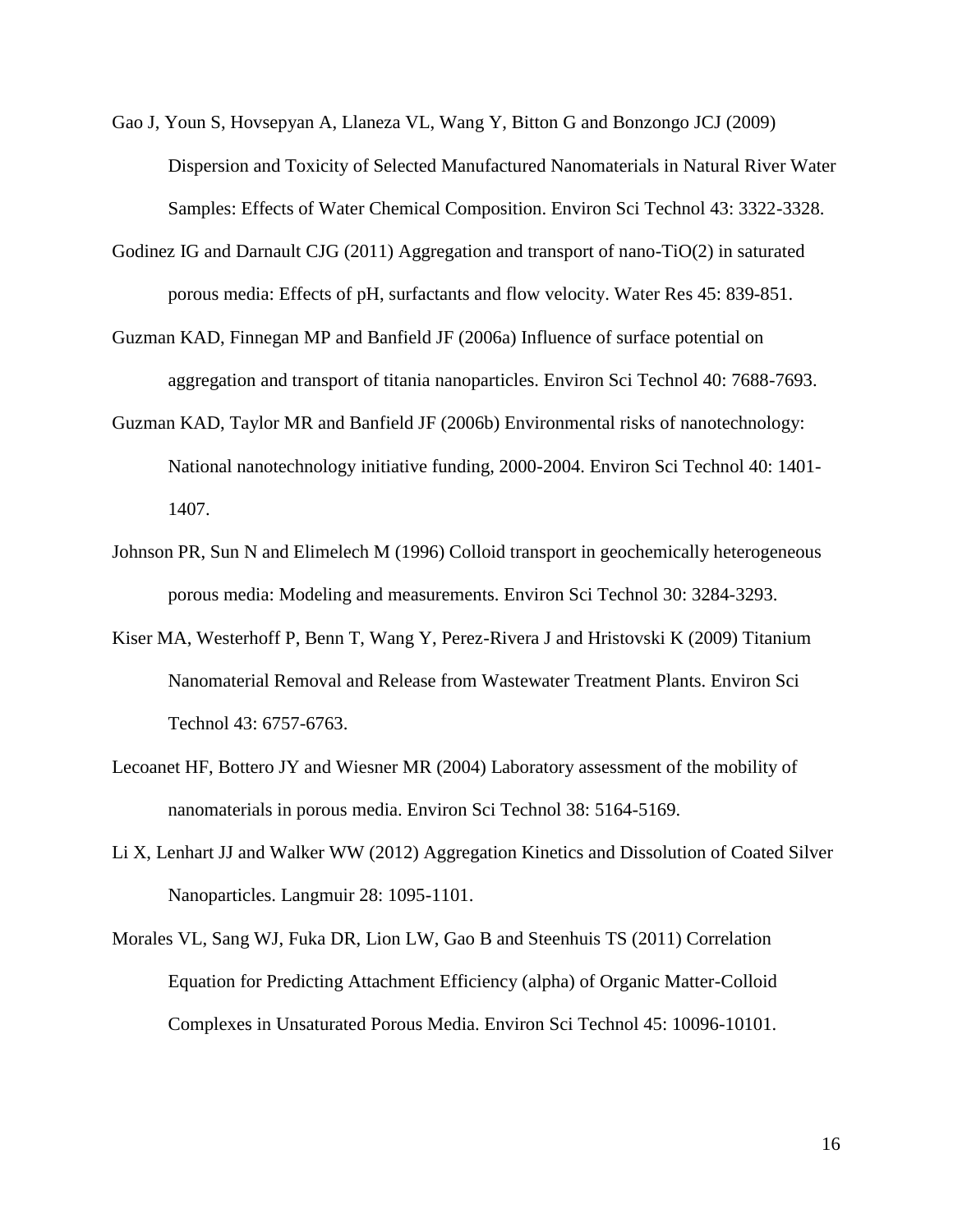Gao J, Youn S, Hovsepyan A, Llaneza VL, Wang Y, Bitton G and Bonzongo JCJ (2009) Dispersion and Toxicity of Selected Manufactured Nanomaterials in Natural River Water Samples: Effects of Water Chemical Composition. Environ Sci Technol 43: 3322-3328.

Godinez IG and Darnault CJG (2011) Aggregation and transport of nano-TiO(2) in saturated porous media: Effects of pH, surfactants and flow velocity. Water Res 45: 839-851.

Guzman KAD, Finnegan MP and Banfield JF (2006a) Influence of surface potential on aggregation and transport of titania nanoparticles. Environ Sci Technol 40: 7688-7693.

Guzman KAD, Taylor MR and Banfield JF (2006b) Environmental risks of nanotechnology: National nanotechnology initiative funding, 2000-2004. Environ Sci Technol 40: 1401-1407.

Johnson PR, Sun N and Elimelech M (1996) Colloid transport in geochemically heterogeneous porous media: Modeling and measurements. Environ Sci Technol 30: 3284-3293.

Kiser MA, Westerhoff P, Benn T, Wang Y, Perez-Rivera J and Hristovski K (2009) Titanium Nanomaterial Removal and Release from Wastewater Treatment Plants. Environ Sci Technol 43: 6757-6763.

Lecoanet HF, Bottero JY and Wiesner MR (2004) Laboratory assessment of the mobility of nanomaterials in porous media. Environ Sci Technol 38: 5164-5169.

Li X, Lenhart JJ and Walker WW (2012) Aggregation Kinetics and Dissolution of Coated Silver Nanoparticles. Langmuir 28: 1095-1101.

Morales VL, Sang WJ, Fuka DR, Lion LW, Gao B and Steenhuis TS (2011) Correlation Equation for Predicting Attachment Efficiency (alpha) of Organic Matter-Colloid Complexes in Unsaturated Porous Media. Environ Sci Technol 45: 10096-10101.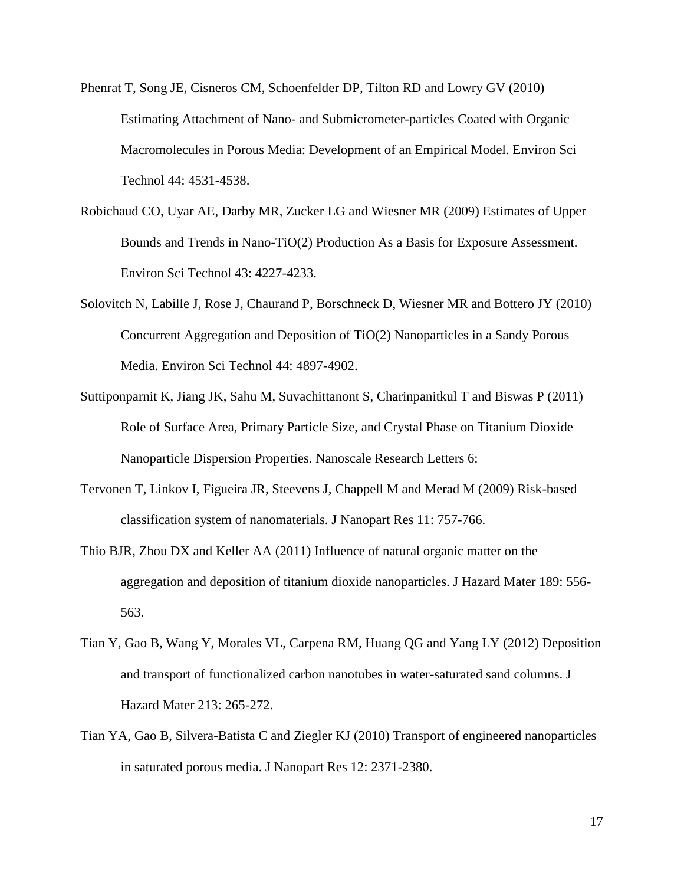Phenrat T, Song JE, Cisneros CM, Schoenfelder DP, Tilton RD and Lowry GV (2010) Estimating Attachment of Nano- and Submicrometer-particles Coated with Organic Macromolecules in Porous Media: Development of an Empirical Model. Environ Sci Technol 44: 4531-4538.

Robichaud CO, Uyar AE, Darby MR, Zucker LG and Wiesner MR (2009) Estimates of Upper Bounds and Trends in Nano-TiO(2) Production As a Basis for Exposure Assessment. Environ Sci Technol 43: 4227-4233.

Solovitch N, Labille J, Rose J, Chaurand P, Borschneck D, Wiesner MR and Bottero JY (2010) Concurrent Aggregation and Deposition of TiO(2) Nanoparticles in a Sandy Porous Media. Environ Sci Technol 44: 4897-4902.

Suttiponparnit K, Jiang JK, Sahu M, Suvachittanont S, Charinpanitkul T and Biswas P (2011) Role of Surface Area, Primary Particle Size, and Crystal Phase on Titanium Dioxide Nanoparticle Dispersion Properties. Nanoscale Research Letters 6:

Tervonen T, Linkov I, Figueira JR, Steevens J, Chappell M and Merad M (2009) Risk-based classification system of nanomaterials. J Nanopart Res 11: 757-766.

Thio BJR, Zhou DX and Keller AA (2011) Influence of natural organic matter on the aggregation and deposition of titanium dioxide nanoparticles. J Hazard Mater 189: 556-563.

Tian Y, Gao B, Wang Y, Morales VL, Carpena RM, Huang QG and Yang LY (2012) Deposition and transport of functionalized carbon nanotubes in water-saturated sand columns. J Hazard Mater 213: 265-272.

Tian YA, Gao B, Silvera-Batista C and Ziegler KJ (2010) Transport of engineered nanoparticles in saturated porous media. J Nanopart Res 12: 2371-2380.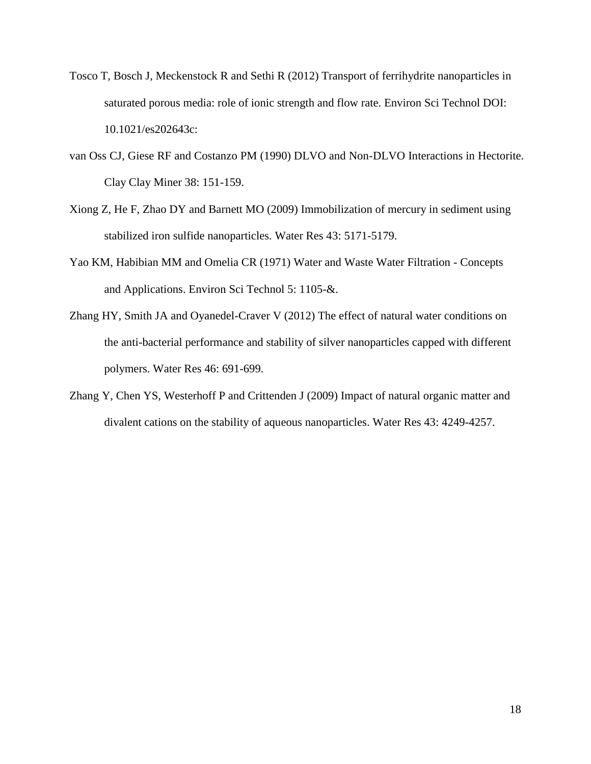Tosco T, Bosch J, Meckenstock R and Sethi R (2012) Transport of ferrihydrite nanoparticles in saturated porous media: role of ionic strength and flow rate. Environ Sci Technol DOI: 10.1021/es202643c:

van Oss CJ, Giese RF and Costanzo PM (1990) DLVO and Non-DLVO Interactions in Hectorite. Clay Clay Miner 38: 151-159.

Xiong Z, He F, Zhao DY and Barnett MO (2009) Immobilization of mercury in sediment using stabilized iron sulfide nanoparticles. Water Res 43: 5171-5179.

Yao KM, Habibian MM and Omelia CR (1971) Water and Waste Water Filtration - Concepts and Applications. Environ Sci Technol 5: 1105-&.

Zhang HY, Smith JA and Oyanedel-Craver V (2012) The effect of natural water conditions on the anti-bacterial performance and stability of silver nanoparticles capped with different polymers. Water Res 46: 691-699.

Zhang Y, Chen YS, Westerhoff P and Crittenden J (2009) Impact of natural organic matter and divalent cations on the stability of aqueous nanoparticles. Water Res 43: 4249-4257.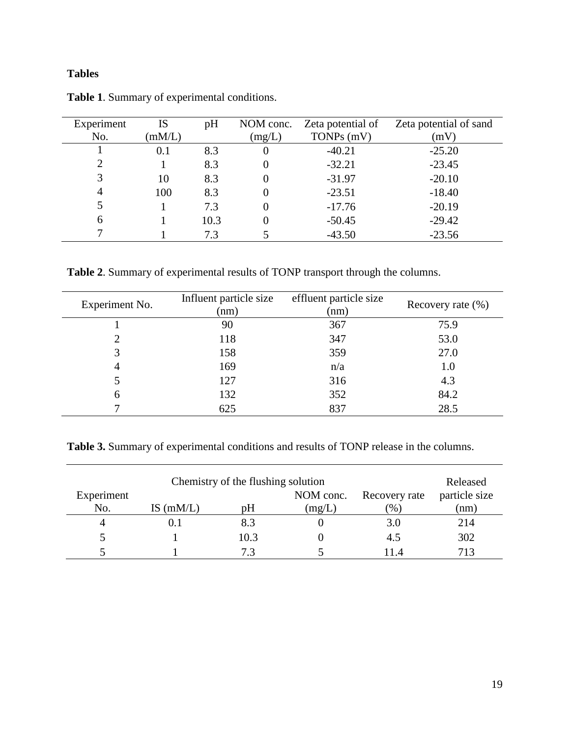## Tables

**Table 1**. Summary of experimental conditions.

| Experiment No. | IS (mM/L) | pH | NOM conc. (mg/L) | Zeta potential of TONPs (mV) | Zeta potential of sand (mV) |
|---|---|---|---|---|---|
| 1 | 0.1 | 8.3 | 0 | -40.21 | -25.20 |
| 2 | 1 | 8.3 | 0 | -32.21 | -23.45 |
| 3 | 10 | 8.3 | 0 | -31.97 | -20.10 |
| 4 | 100 | 8.3 | 0 | -23.51 | -18.40 |
| 5 | 1 | 7.3 | 0 | -17.76 | -20.19 |
| 6 | 1 | 10.3 | 0 | -50.45 | -29.42 |
| 7 | 1 | 7.3 | 5 | -43.50 | -23.56 |

**Table 2**. Summary of experimental results of TONP transport through the columns.

| Experiment No. | Influent particle size (nm) | effluent particle size (nm) | Recovery rate (%) |
|---|---|---|---|
| 1 | 90 | 367 | 75.9 |
| 2 | 118 | 347 | 53.0 |
| 3 | 158 | 359 | 27.0 |
| 4 | 169 | n/a | 1.0 |
| 5 | 127 | 316 | 4.3 |
| 6 | 132 | 352 | 84.2 |
| 7 | 625 | 837 | 28.5 |

**Table 3.** Summary of experimental conditions and results of TONP release in the columns.

| Experiment No. | Chemistry of the flushing solution | | | Recovery rate (%) | Released particle size (nm) |
|---|---|---|---|---|---|
| | IS (mM/L) | pH | NOM conc. (mg/L) | | |
| 4 | 0.1 | 8.3 | 0 | 3.0 | 214 |
| 5 | 1 | 10.3 | 0 | 4.5 | 302 |
| 5 | 1 | 7.3 | 5 | 11.4 | 713 |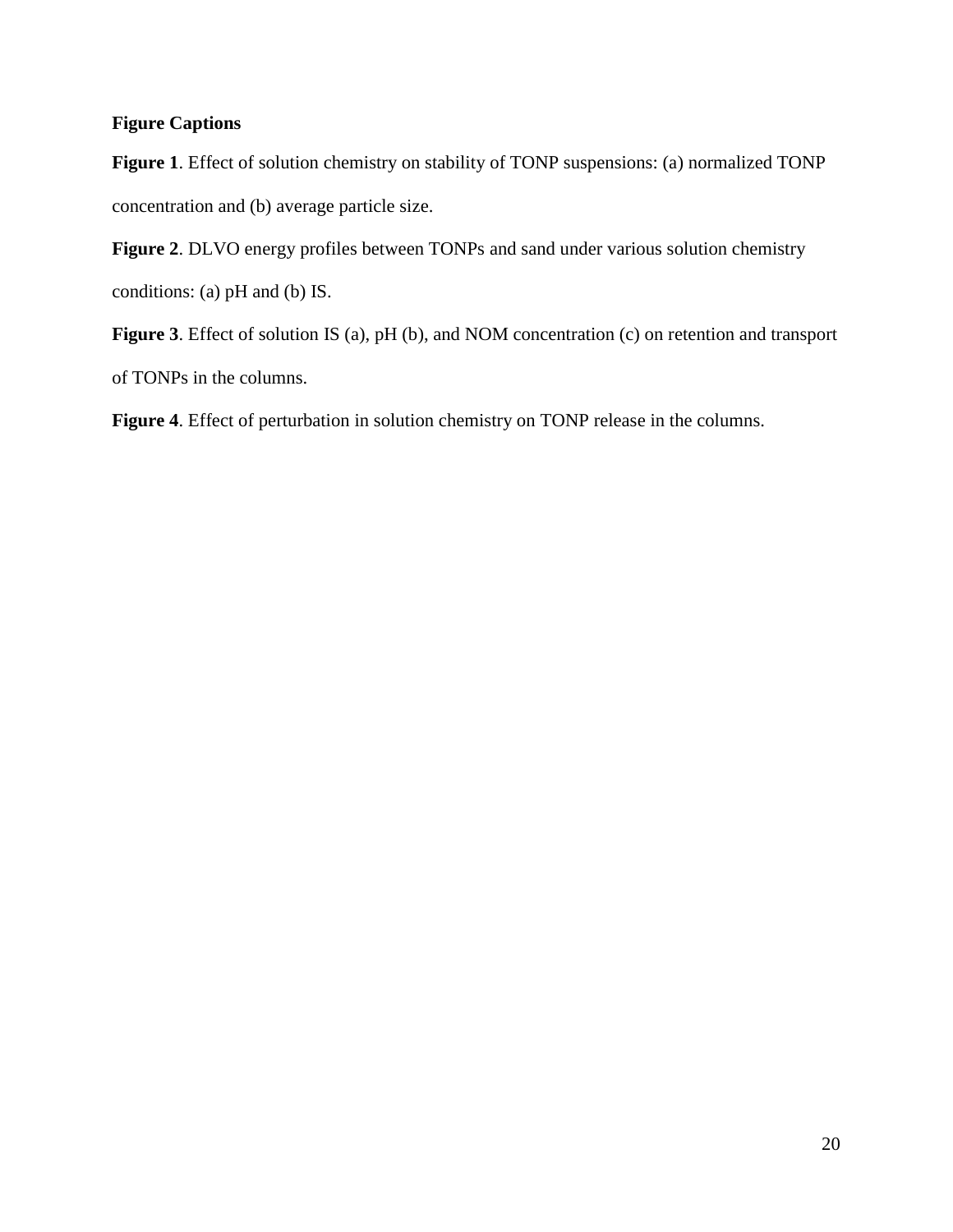**Figure Captions**

**Figure 1**. Effect of solution chemistry on stability of TONP suspensions: (a) normalized TONP concentration and (b) average particle size.

**Figure 2**. DLVO energy profiles between TONPs and sand under various solution chemistry conditions: (a) pH and (b) IS.

**Figure 3**. Effect of solution IS (a), pH (b), and NOM concentration (c) on retention and transport of TONPs in the columns.

**Figure 4**. Effect of perturbation in solution chemistry on TONP release in the columns.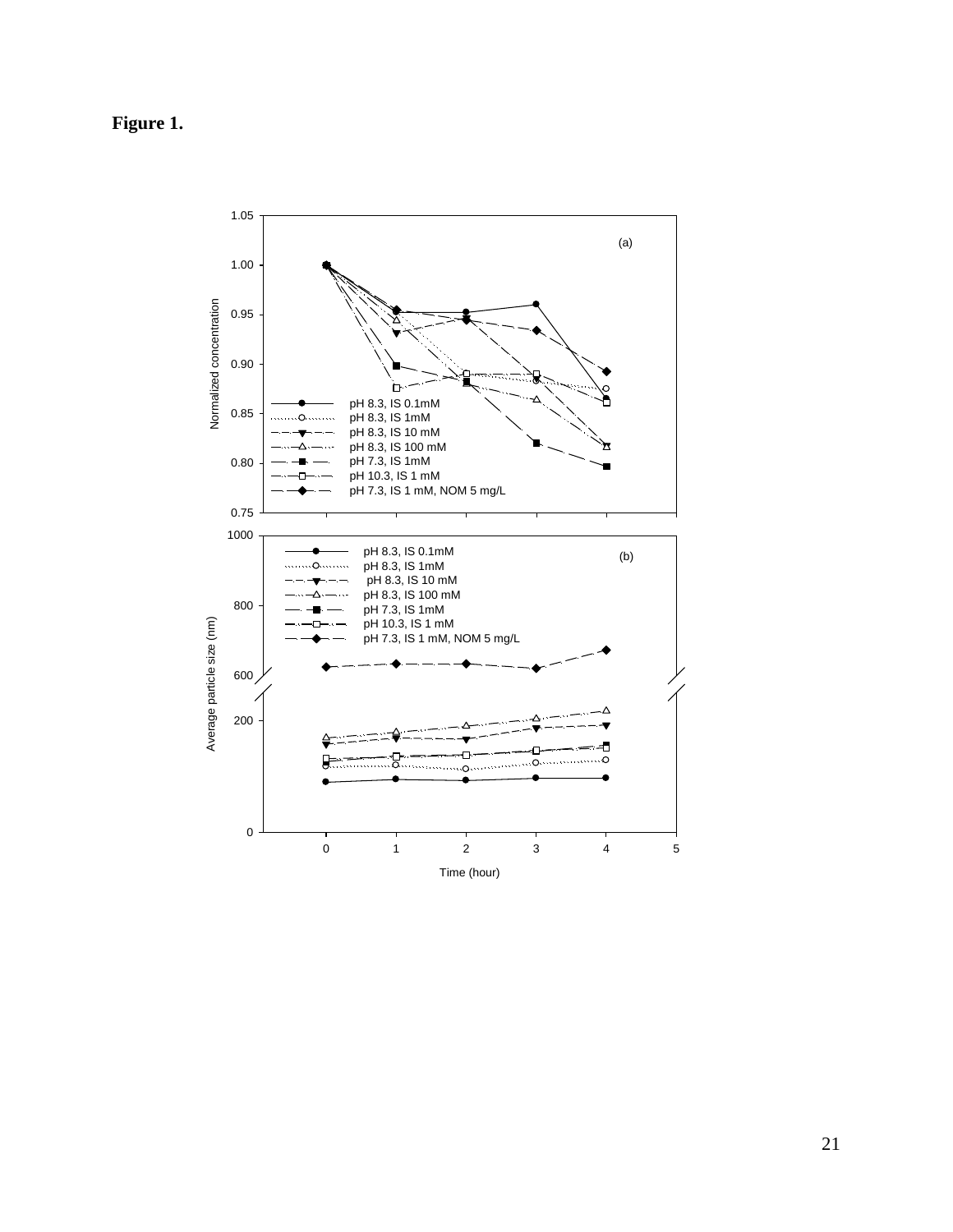**Figure 1.**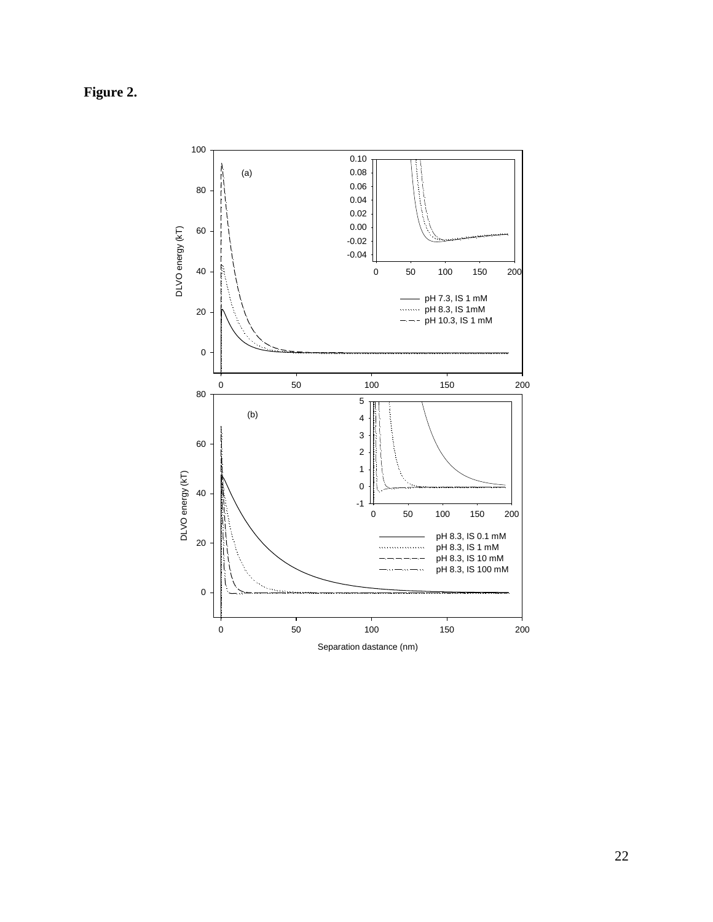**Figure 2.**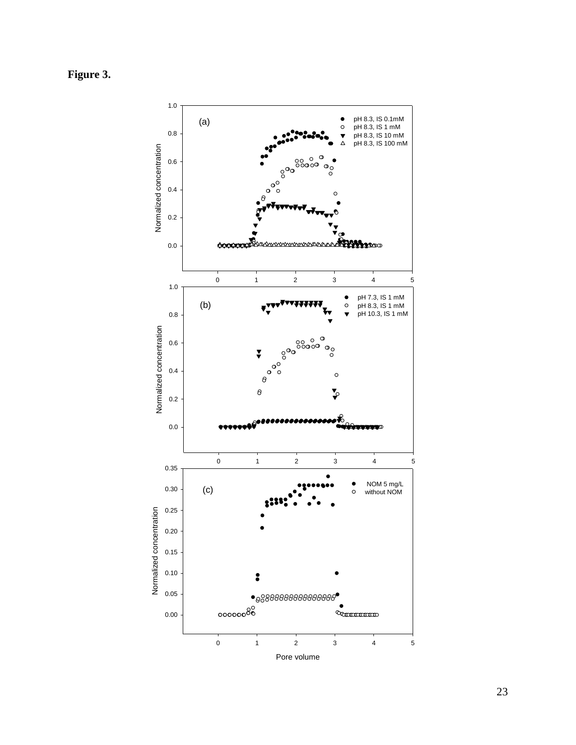**Figure 3.**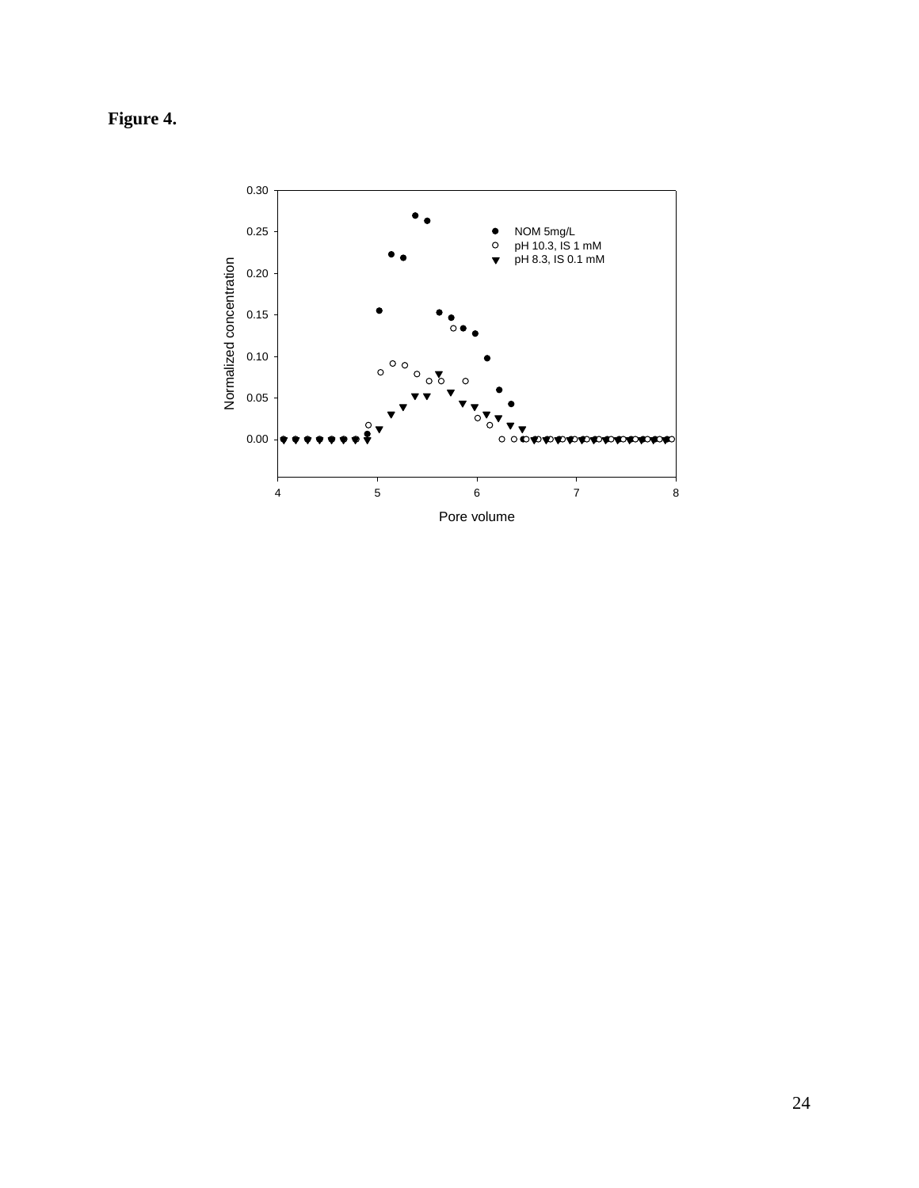**Figure 4.**

0.30
0.25
0.20
0.15
0.10
0.05
0.00

Normalized concentration

4
5
6
7
8

Pore volume

NOM 5mg/L
pH 10.3, IS 1 mM
pH 8.3, IS 0.1 mM